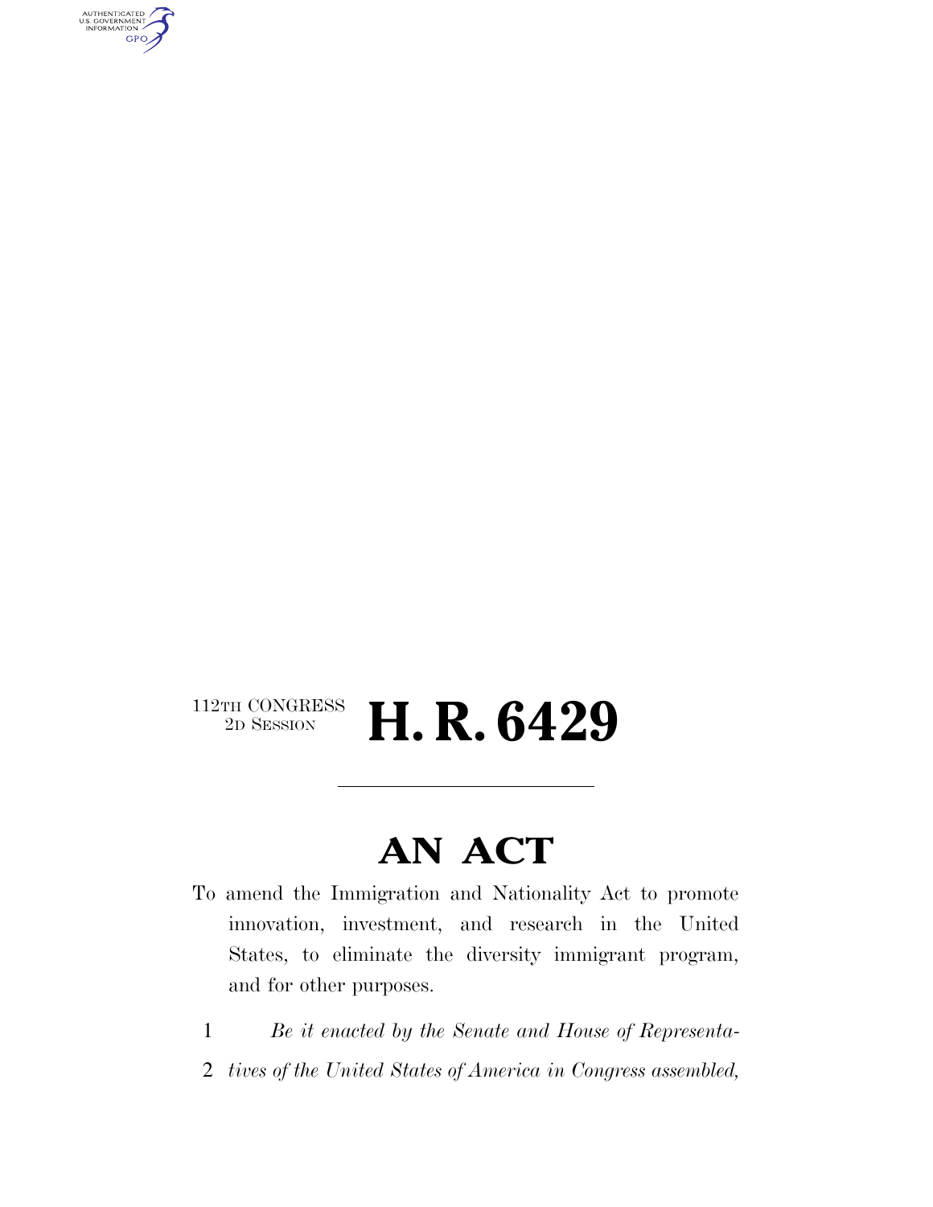112TH CONGRESS
2D SESSION

# H. R. 6429

---

## AN ACT

To amend the Immigration and Nationality Act to promote innovation, investment, and research in the United States, to eliminate the diversity immigrant program, and for other purposes.

1 *Be it enacted by the Senate and House of Representa-*
2 *tives of the United States of America in Congress assembled,*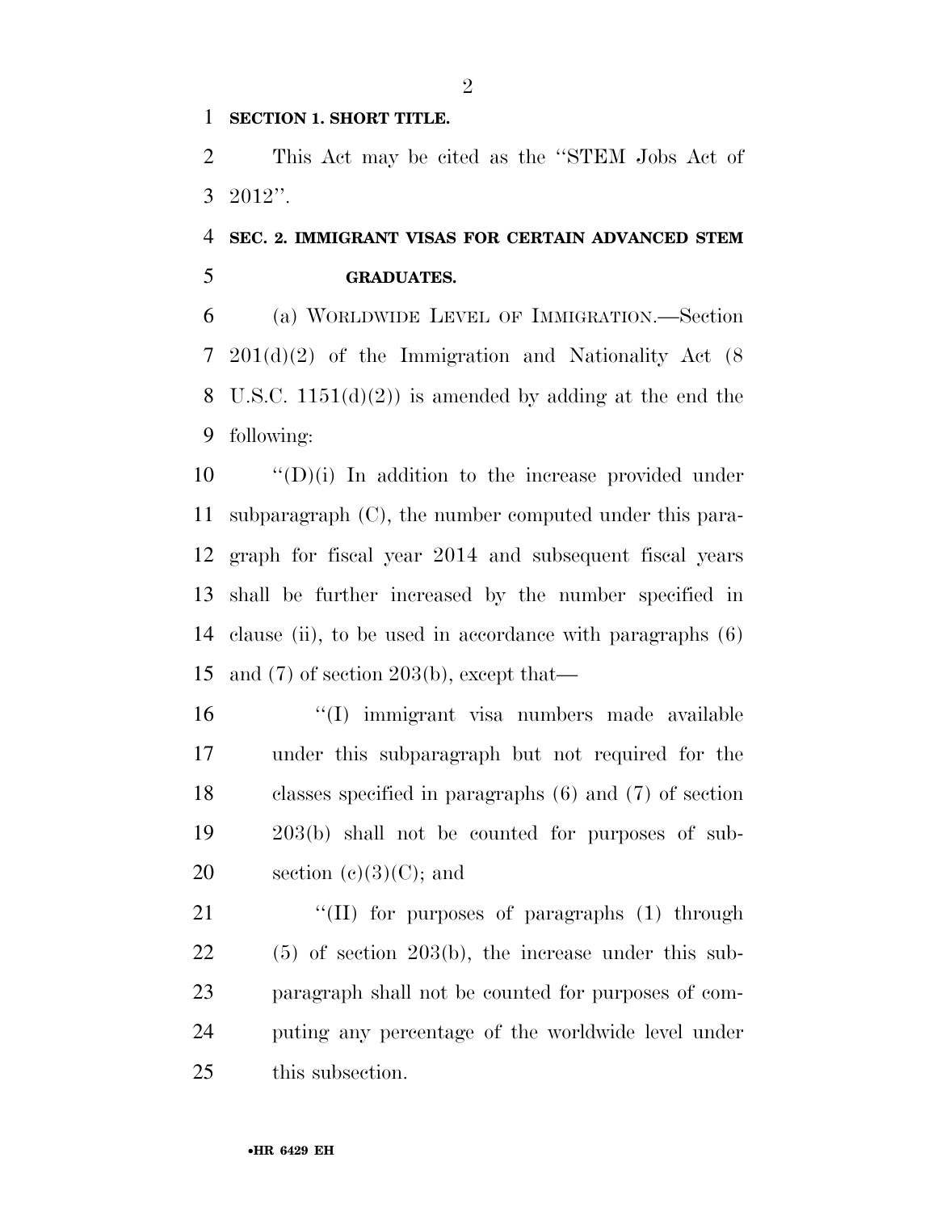**SECTION 1. SHORT TITLE.**

This Act may be cited as the ''STEM Jobs Act of 2012''.

**SEC. 2. IMMIGRANT VISAS FOR CERTAIN ADVANCED STEM GRADUATES.**

(a) WORLDWIDE LEVEL OF IMMIGRATION.—Section 201(d)(2) of the Immigration and Nationality Act (8 U.S.C. 1151(d)(2)) is amended by adding at the end the following:

''(D)(i) In addition to the increase provided under subparagraph (C), the number computed under this paragraph for fiscal year 2014 and subsequent fiscal years shall be further increased by the number specified in clause (ii), to be used in accordance with paragraphs (6) and (7) of section 203(b), except that—

''(I) immigrant visa numbers made available under this subparagraph but not required for the classes specified in paragraphs (6) and (7) of section 203(b) shall not be counted for purposes of subsection (c)(3)(C); and

''(II) for purposes of paragraphs (1) through (5) of section 203(b), the increase under this subparagraph shall not be counted for purposes of computing any percentage of the worldwide level under this subsection.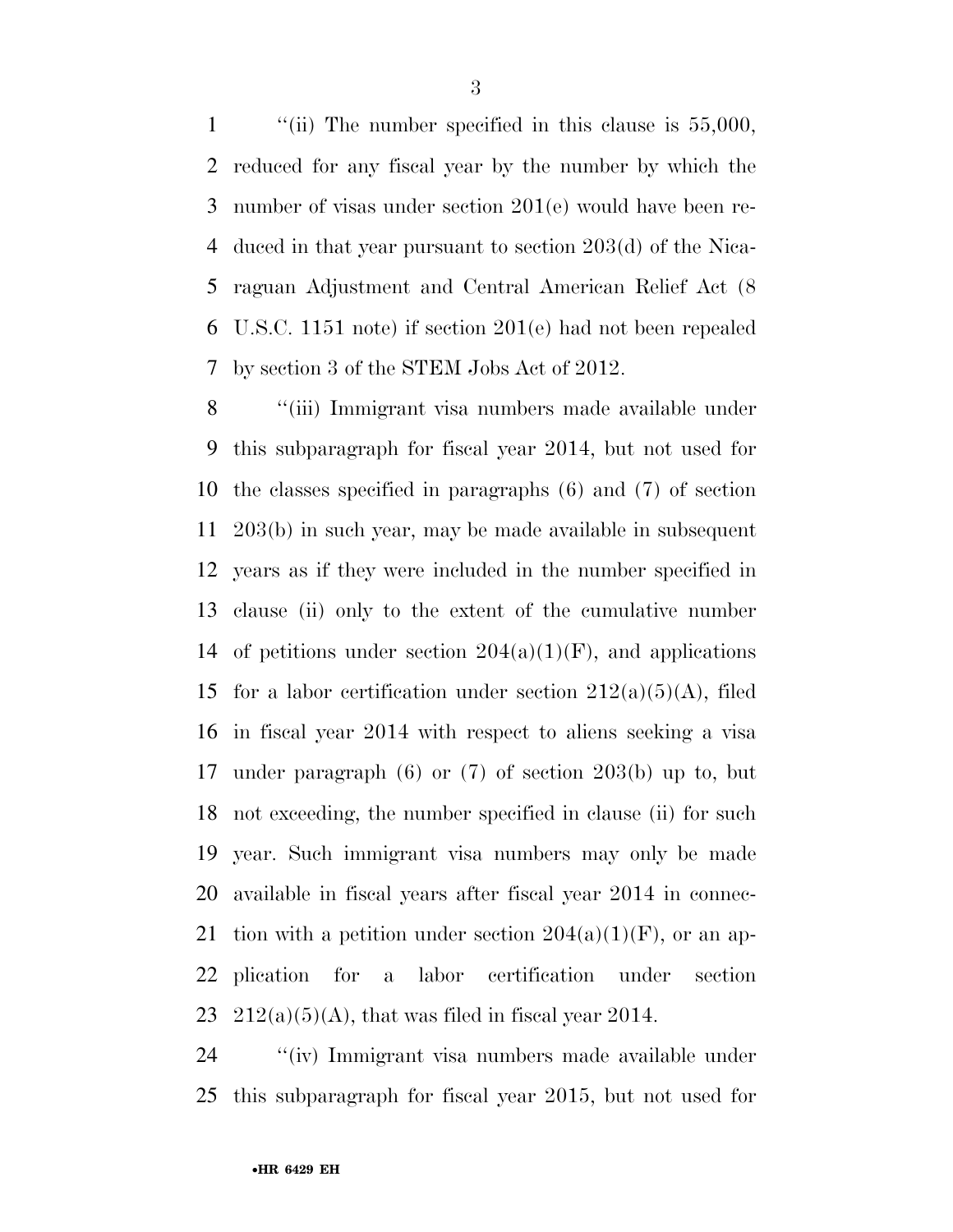''(ii) The number specified in this clause is 55,000, reduced for any fiscal year by the number by which the number of visas under section 201(e) would have been reduced in that year pursuant to section 203(d) of the Nicaraguan Adjustment and Central American Relief Act (8 U.S.C. 1151 note) if section 201(e) had not been repealed by section 3 of the STEM Jobs Act of 2012.

''(iii) Immigrant visa numbers made available under this subparagraph for fiscal year 2014, but not used for the classes specified in paragraphs (6) and (7) of section 203(b) in such year, may be made available in subsequent years as if they were included in the number specified in clause (ii) only to the extent of the cumulative number of petitions under section 204(a)(1)(F), and applications for a labor certification under section 212(a)(5)(A), filed in fiscal year 2014 with respect to aliens seeking a visa under paragraph (6) or (7) of section 203(b) up to, but not exceeding, the number specified in clause (ii) for such year. Such immigrant visa numbers may only be made available in fiscal years after fiscal year 2014 in connection with a petition under section 204(a)(1)(F), or an application for a labor certification under section 212(a)(5)(A), that was filed in fiscal year 2014.

''(iv) Immigrant visa numbers made available under this subparagraph for fiscal year 2015, but not used for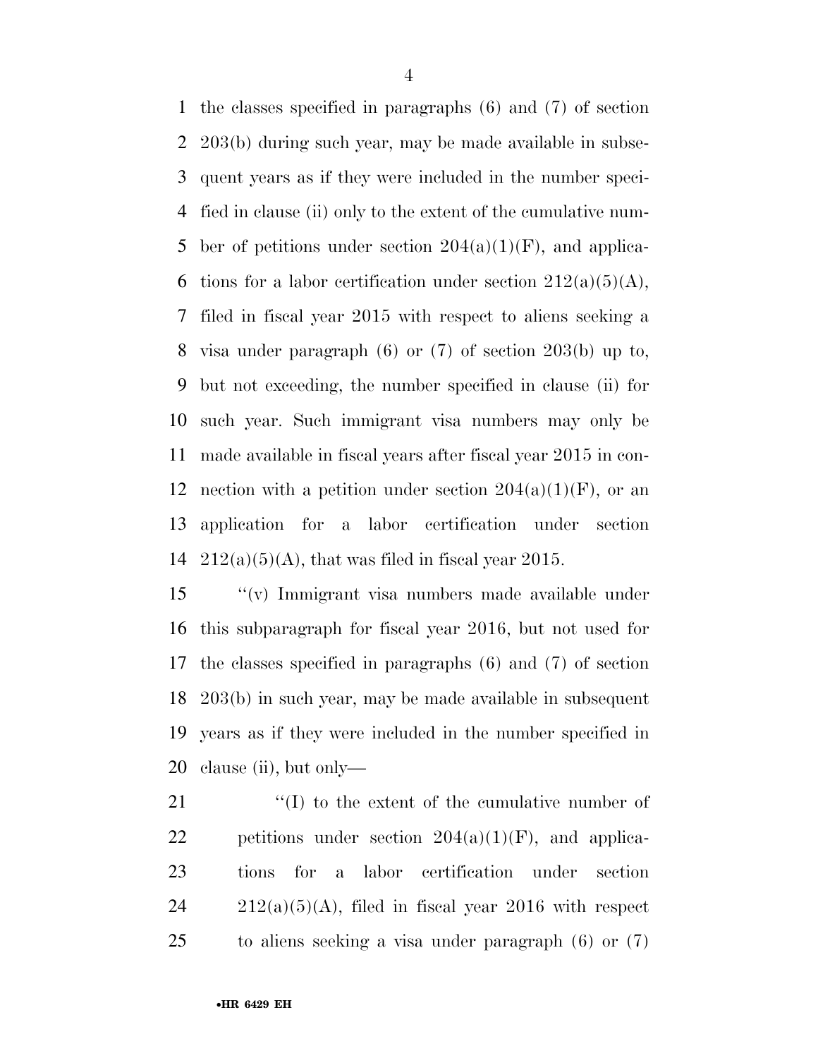the classes specified in paragraphs (6) and (7) of section 203(b) during such year, may be made available in subsequent years as if they were included in the number specified in clause (ii) only to the extent of the cumulative number of petitions under section 204(a)(1)(F), and applications for a labor certification under section 212(a)(5)(A), filed in fiscal year 2015 with respect to aliens seeking a visa under paragraph (6) or (7) of section 203(b) up to, but not exceeding, the number specified in clause (ii) for such year. Such immigrant visa numbers may only be made available in fiscal years after fiscal year 2015 in connection with a petition under section 204(a)(1)(F), or an application for a labor certification under section 212(a)(5)(A), that was filed in fiscal year 2015.

''(v) Immigrant visa numbers made available under this subparagraph for fiscal year 2016, but not used for the classes specified in paragraphs (6) and (7) of section 203(b) in such year, may be made available in subsequent years as if they were included in the number specified in clause (ii), but only—

''(I) to the extent of the cumulative number of petitions under section 204(a)(1)(F), and applications for a labor certification under section 212(a)(5)(A), filed in fiscal year 2016 with respect to aliens seeking a visa under paragraph (6) or (7)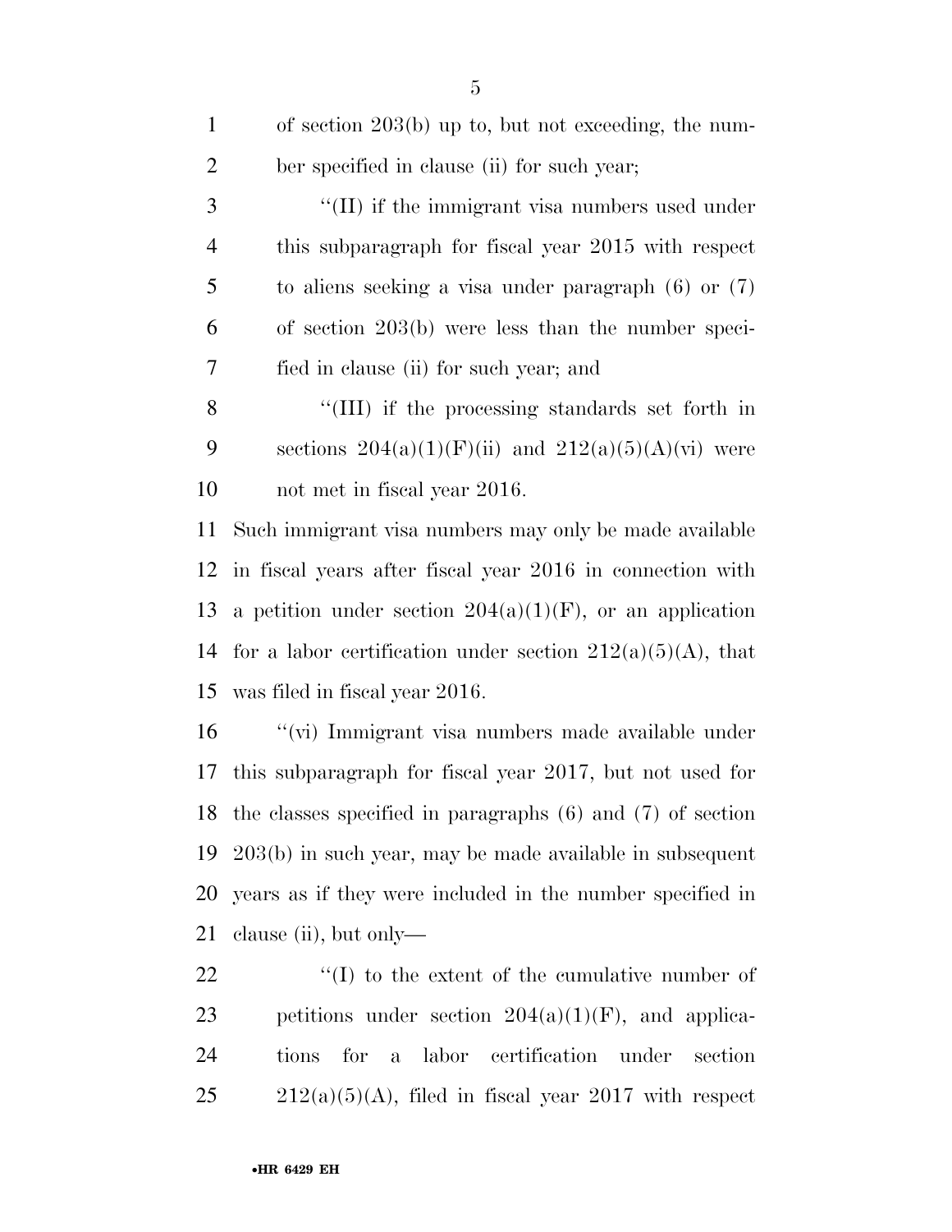of section 203(b) up to, but not exceeding, the number specified in clause (ii) for such year;

"(II) if the immigrant visa numbers used under this subparagraph for fiscal year 2015 with respect to aliens seeking a visa under paragraph (6) or (7) of section 203(b) were less than the number specified in clause (ii) for such year; and

"(III) if the processing standards set forth in sections 204(a)(1)(F)(ii) and 212(a)(5)(A)(vi) were not met in fiscal year 2016.

Such immigrant visa numbers may only be made available in fiscal years after fiscal year 2016 in connection with a petition under section 204(a)(1)(F), or an application for a labor certification under section 212(a)(5)(A), that was filed in fiscal year 2016.

"(vi) Immigrant visa numbers made available under this subparagraph for fiscal year 2017, but not used for the classes specified in paragraphs (6) and (7) of section 203(b) in such year, may be made available in subsequent years as if they were included in the number specified in clause (ii), but only—

"(I) to the extent of the cumulative number of petitions under section 204(a)(1)(F), and applications for a labor certification under section 212(a)(5)(A), filed in fiscal year 2017 with respect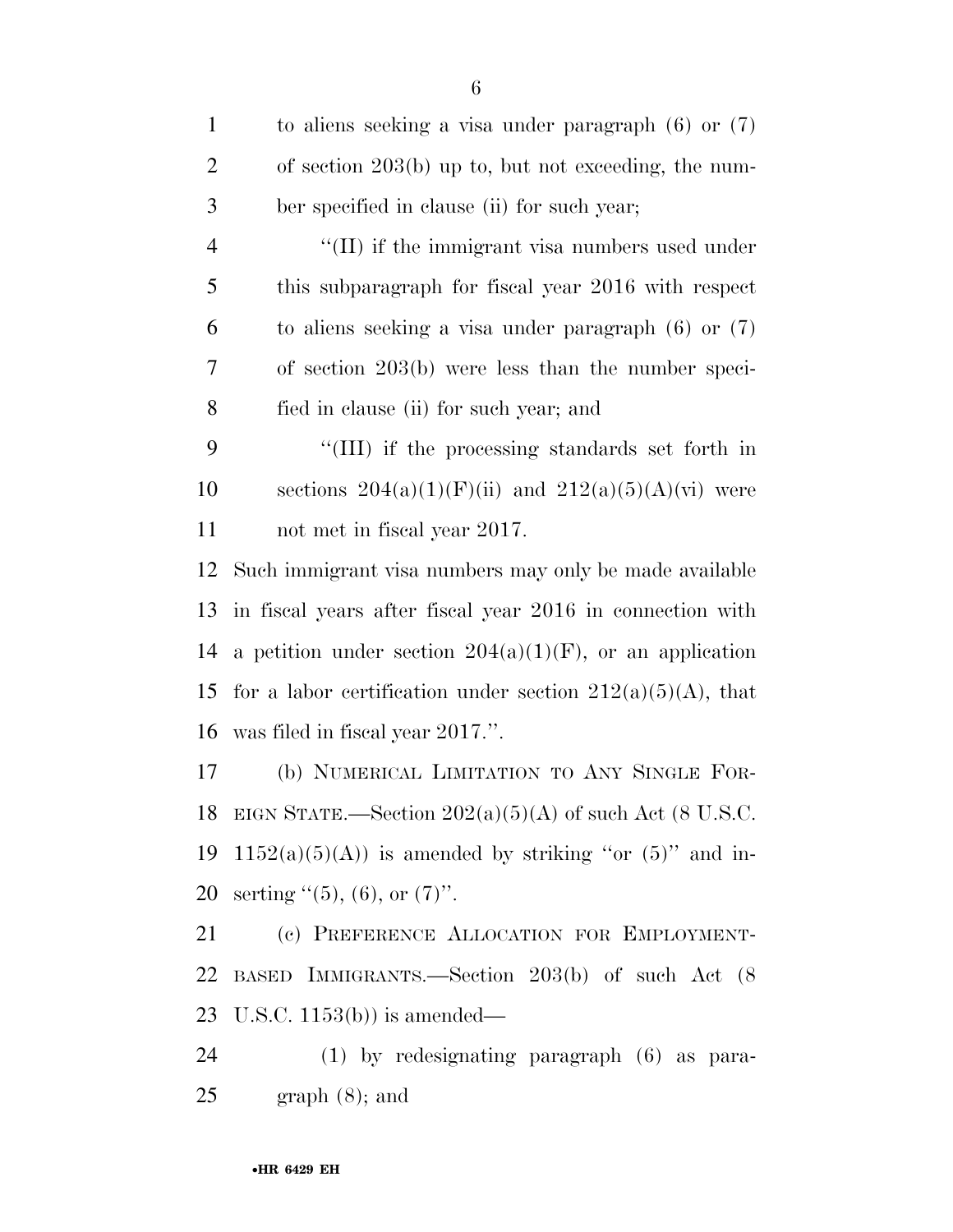to aliens seeking a visa under paragraph (6) or (7) of section 203(b) up to, but not exceeding, the number specified in clause (ii) for such year;

''(II) if the immigrant visa numbers used under this subparagraph for fiscal year 2016 with respect to aliens seeking a visa under paragraph (6) or (7) of section 203(b) were less than the number specified in clause (ii) for such year; and

''(III) if the processing standards set forth in sections 204(a)(1)(F)(ii) and 212(a)(5)(A)(vi) were not met in fiscal year 2017.

Such immigrant visa numbers may only be made available in fiscal years after fiscal year 2016 in connection with a petition under section 204(a)(1)(F), or an application for a labor certification under section 212(a)(5)(A), that was filed in fiscal year 2017.''.

(b) NUMERICAL LIMITATION TO ANY SINGLE FOREIGN STATE.—Section 202(a)(5)(A) of such Act (8 U.S.C. 1152(a)(5)(A)) is amended by striking ''or (5)'' and inserting ''(5), (6), or (7)''.

(c) PREFERENCE ALLOCATION FOR EMPLOYMENT-BASED IMMIGRANTS.—Section 203(b) of such Act (8 U.S.C. 1153(b)) is amended—

(1) by redesignating paragraph (6) as paragraph (8); and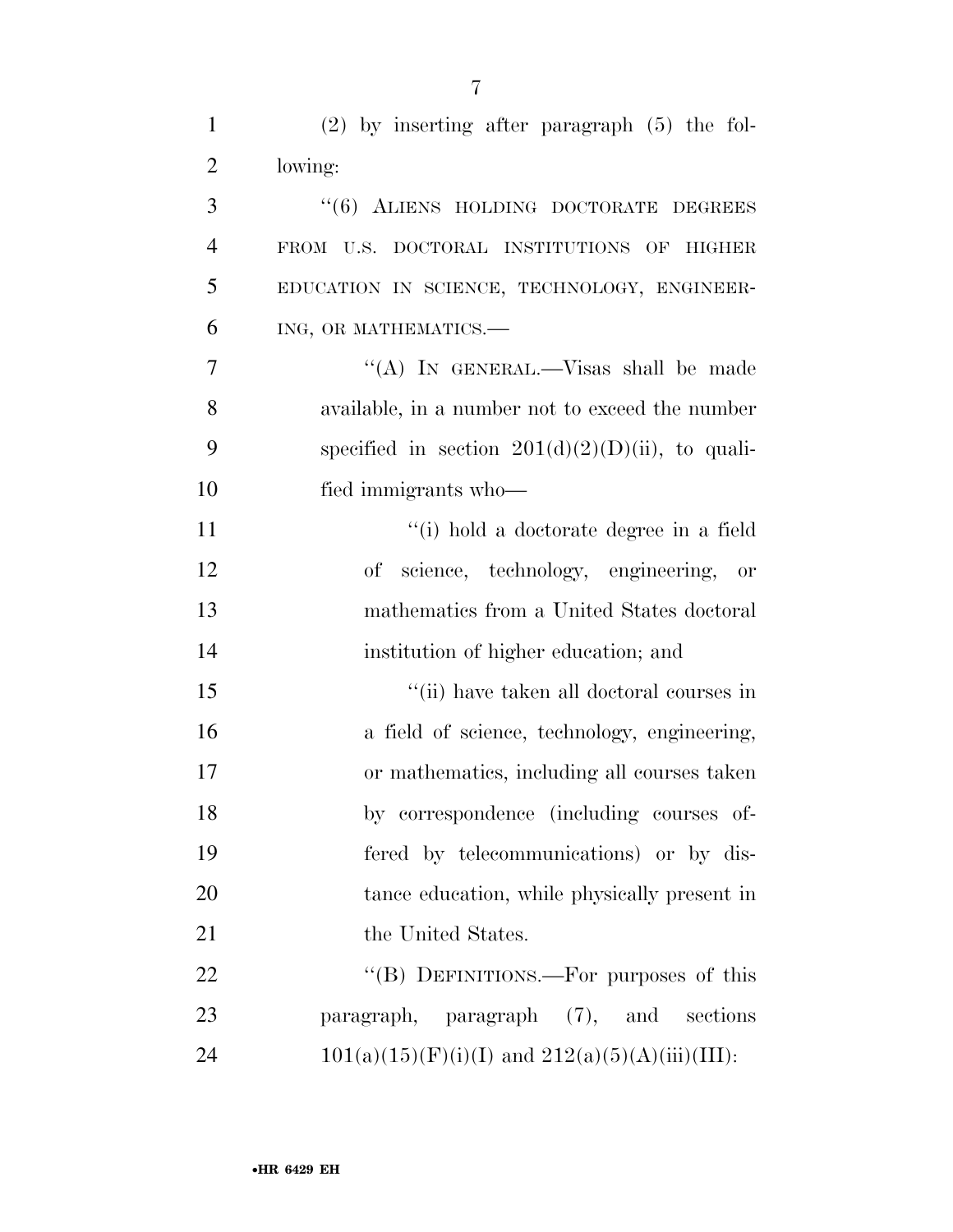(2) by inserting after paragraph (5) the following:

"(6) ALIENS HOLDING DOCTORATE DEGREES FROM U.S. DOCTORAL INSTITUTIONS OF HIGHER EDUCATION IN SCIENCE, TECHNOLOGY, ENGINEERING, OR MATHEMATICS.—

"(A) IN GENERAL.—Visas shall be made available, in a number not to exceed the number specified in section 201(d)(2)(D)(ii), to qualified immigrants who—

"(i) hold a doctorate degree in a field of science, technology, engineering, or mathematics from a United States doctoral institution of higher education; and

"(ii) have taken all doctoral courses in a field of science, technology, engineering, or mathematics, including all courses taken by correspondence (including courses offered by telecommunications) or by distance education, while physically present in the United States.

"(B) DEFINITIONS.—For purposes of this paragraph, paragraph (7), and sections 101(a)(15)(F)(i)(I) and 212(a)(5)(A)(iii)(III):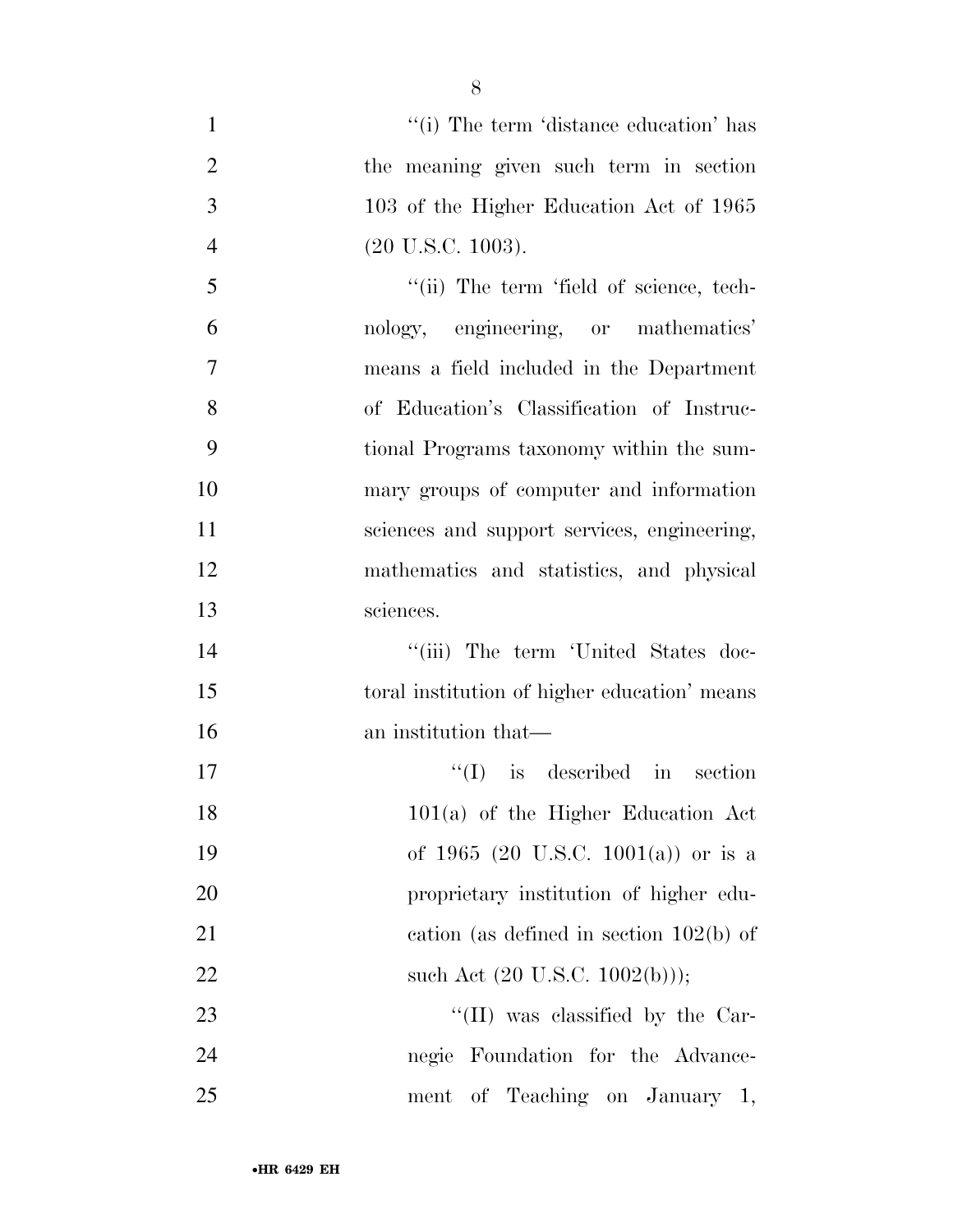''(i) The term 'distance education' has the meaning given such term in section 103 of the Higher Education Act of 1965 (20 U.S.C. 1003).

''(ii) The term 'field of science, technology, engineering, or mathematics' means a field included in the Department of Education's Classification of Instructional Programs taxonomy within the summary groups of computer and information sciences and support services, engineering, mathematics and statistics, and physical sciences.

''(iii) The term 'United States doctoral institution of higher education' means an institution that—

''(I) is described in section 101(a) of the Higher Education Act of 1965 (20 U.S.C. 1001(a)) or is a proprietary institution of higher education (as defined in section 102(b) of such Act (20 U.S.C. 1002(b)));

''(II) was classified by the Carnegie Foundation for the Advancement of Teaching on January 1,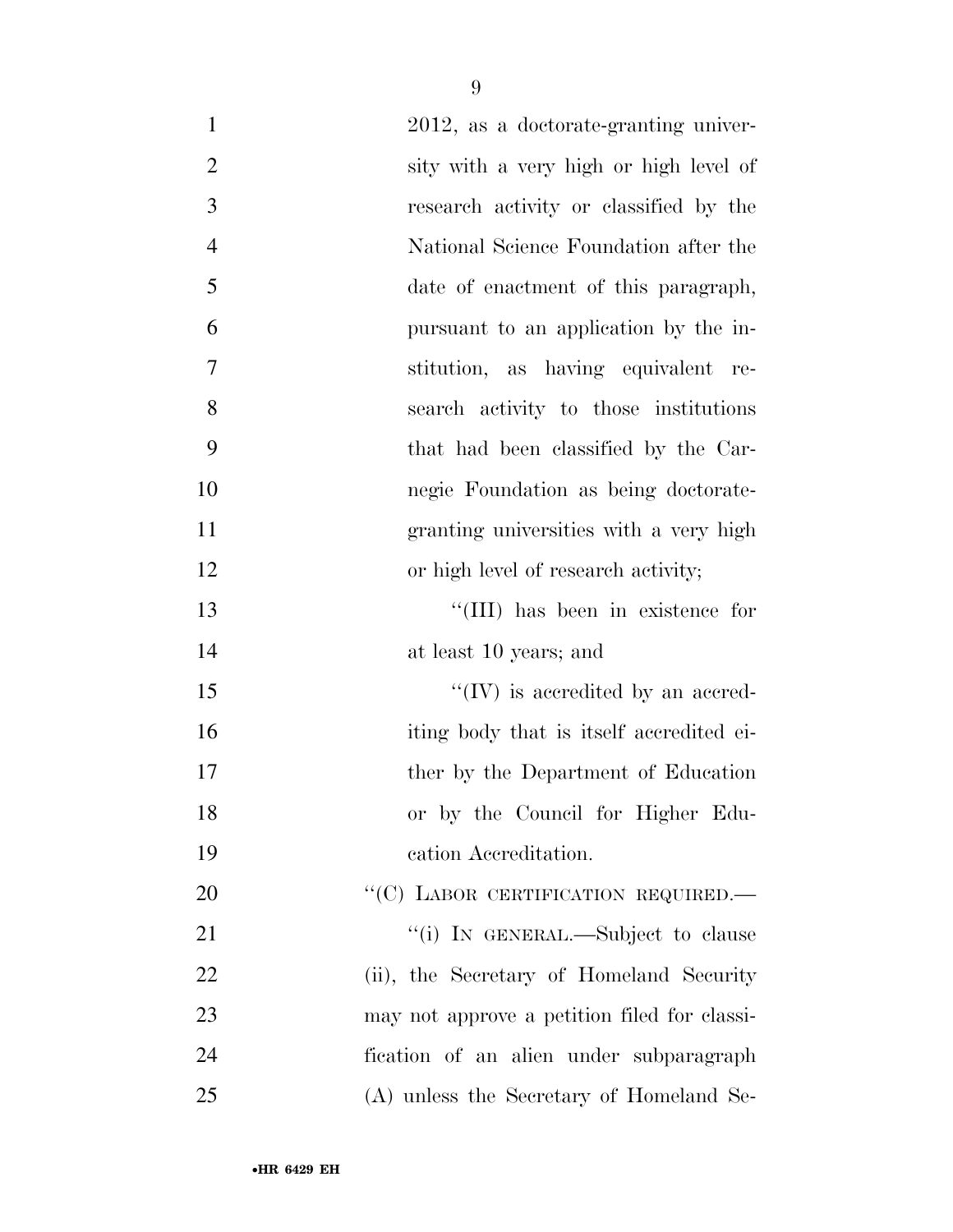2012, as a doctorate-granting university with a very high or high level of research activity or classified by the National Science Foundation after the date of enactment of this paragraph, pursuant to an application by the institution, as having equivalent research activity to those institutions that had been classified by the Carnegie Foundation as being doctorate-granting universities with a very high or high level of research activity;

''(III) has been in existence for at least 10 years; and

''(IV) is accredited by an accrediting body that is itself accredited either by the Department of Education or by the Council for Higher Education Accreditation.

''(C) LABOR CERTIFICATION REQUIRED.—

''(i) IN GENERAL.—Subject to clause (ii), the Secretary of Homeland Security may not approve a petition filed for classification of an alien under subparagraph (A) unless the Secretary of Homeland Se-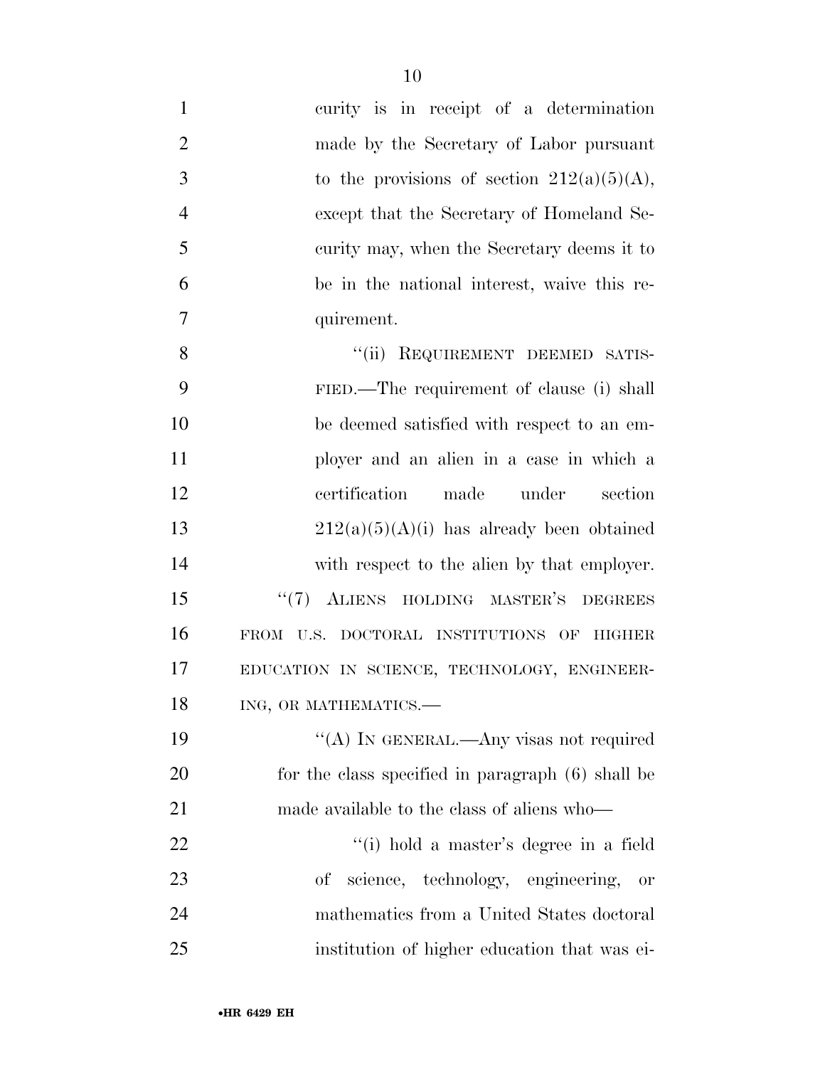curity is in receipt of a determination made by the Secretary of Labor pursuant to the provisions of section 212(a)(5)(A), except that the Secretary of Homeland Security may, when the Secretary deems it to be in the national interest, waive this requirement.

"(ii) REQUIREMENT DEEMED SATISFIED.—The requirement of clause (i) shall be deemed satisfied with respect to an employer and an alien in a case in which a certification made under section 212(a)(5)(A)(i) has already been obtained with respect to the alien by that employer.

"(7) ALIENS HOLDING MASTER'S DEGREES FROM U.S. DOCTORAL INSTITUTIONS OF HIGHER EDUCATION IN SCIENCE, TECHNOLOGY, ENGINEERING, OR MATHEMATICS.—

"(A) IN GENERAL.—Any visas not required for the class specified in paragraph (6) shall be made available to the class of aliens who—

"(i) hold a master's degree in a field of science, technology, engineering, or mathematics from a United States doctoral institution of higher education that was ei-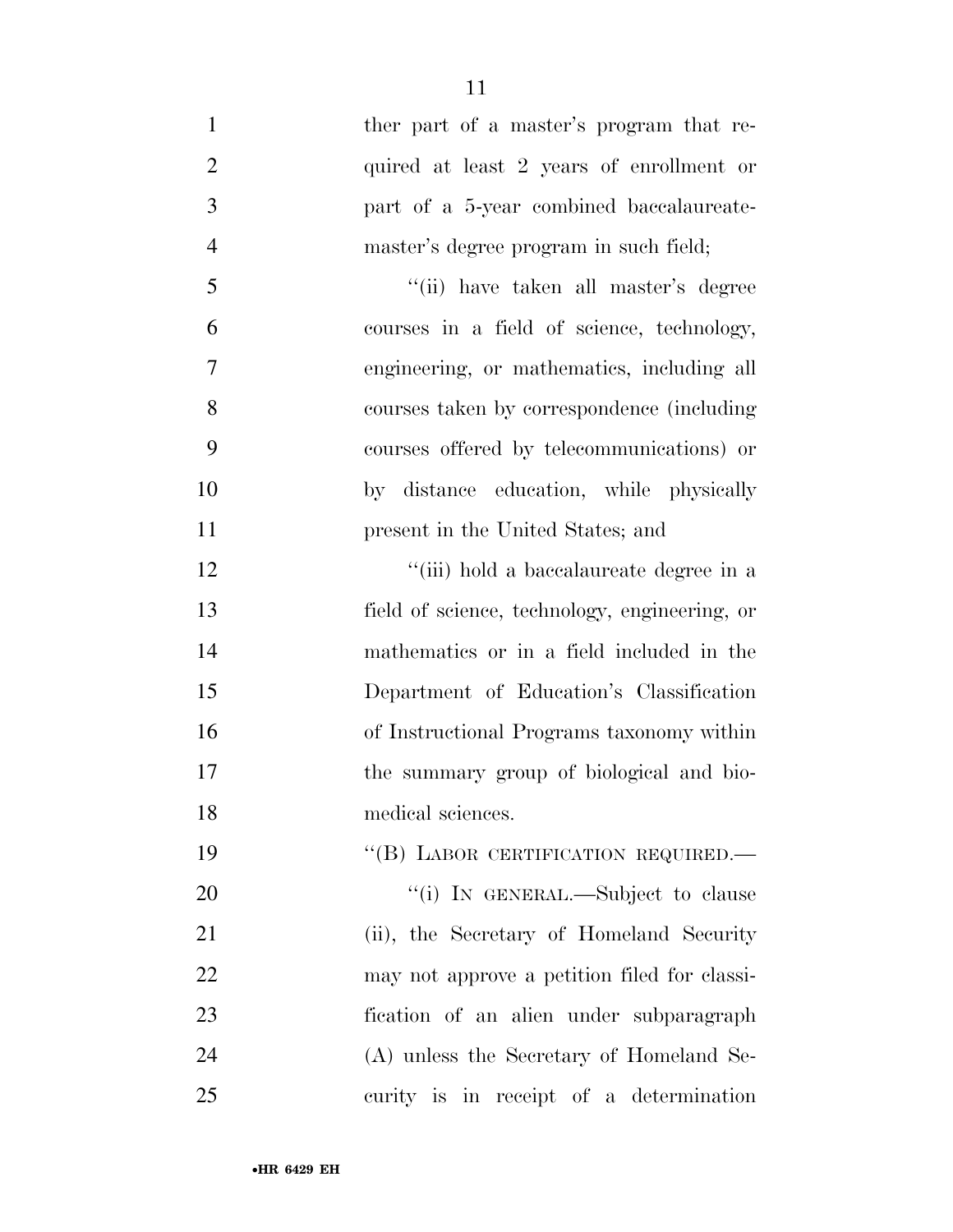ther part of a master's program that required at least 2 years of enrollment or part of a 5-year combined baccalaureate-master's degree program in such field;

"(ii) have taken all master's degree courses in a field of science, technology, engineering, or mathematics, including all courses taken by correspondence (including courses offered by telecommunications) or by distance education, while physically present in the United States; and

"(iii) hold a baccalaureate degree in a field of science, technology, engineering, or mathematics or in a field included in the Department of Education's Classification of Instructional Programs taxonomy within the summary group of biological and biomedical sciences.

"(B) LABOR CERTIFICATION REQUIRED.—

"(i) IN GENERAL.—Subject to clause (ii), the Secretary of Homeland Security may not approve a petition filed for classification of an alien under subparagraph (A) unless the Secretary of Homeland Security is in receipt of a determination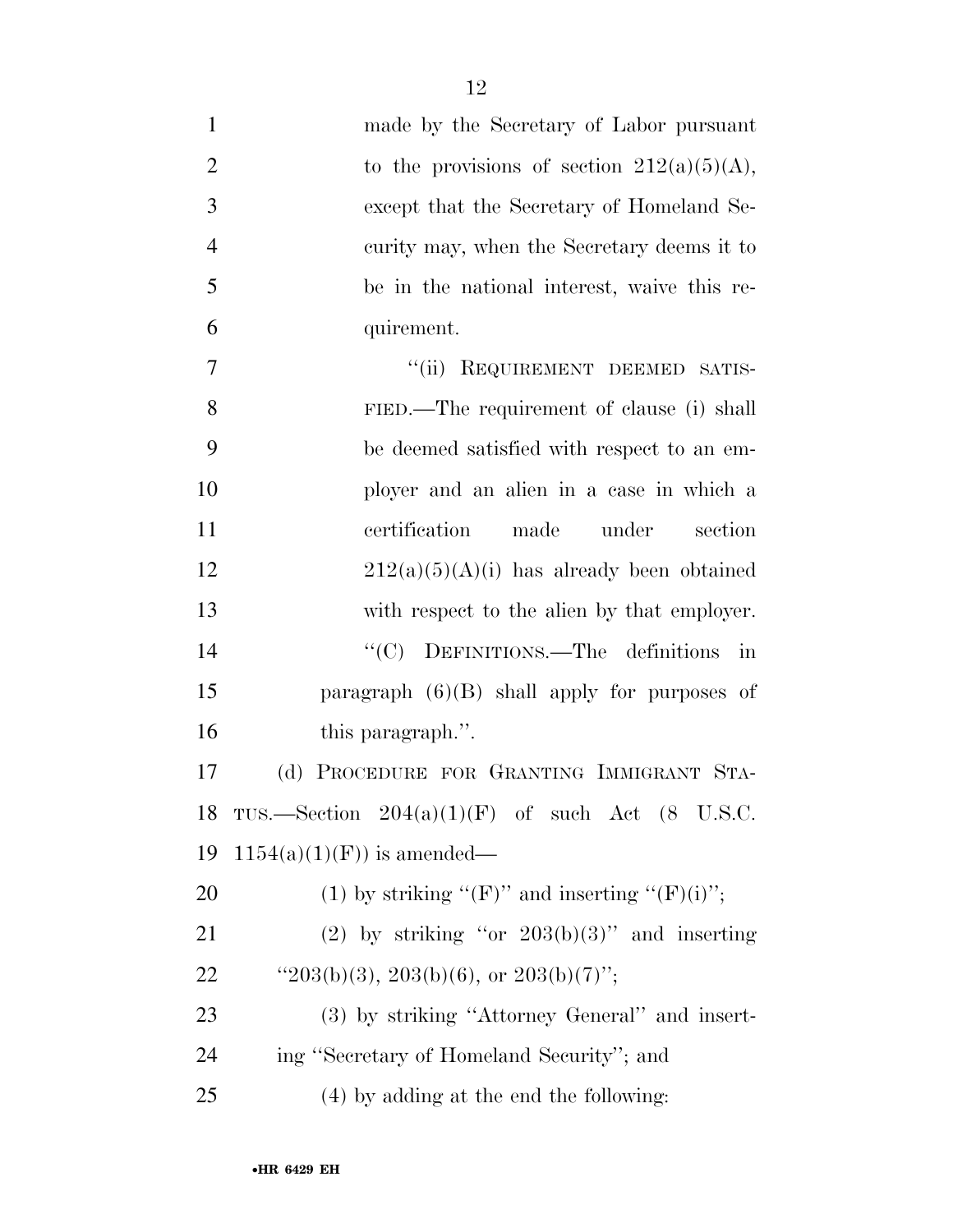made by the Secretary of Labor pursuant to the provisions of section 212(a)(5)(A), except that the Secretary of Homeland Security may, when the Secretary deems it to be in the national interest, waive this requirement.

"(ii) REQUIREMENT DEEMED SATISFIED.—The requirement of clause (i) shall be deemed satisfied with respect to an employer and an alien in a case in which a certification made under section 212(a)(5)(A)(i) has already been obtained with respect to the alien by that employer.

"(C) DEFINITIONS.—The definitions in paragraph (6)(B) shall apply for purposes of this paragraph.".

(d) PROCEDURE FOR GRANTING IMMIGRANT STATUS.—Section 204(a)(1)(F) of such Act (8 U.S.C. 1154(a)(1)(F)) is amended—

(1) by striking "(F)" and inserting "(F)(i)";

(2) by striking "or 203(b)(3)" and inserting "203(b)(3), 203(b)(6), or 203(b)(7)";

(3) by striking "Attorney General" and inserting "Secretary of Homeland Security"; and

(4) by adding at the end the following: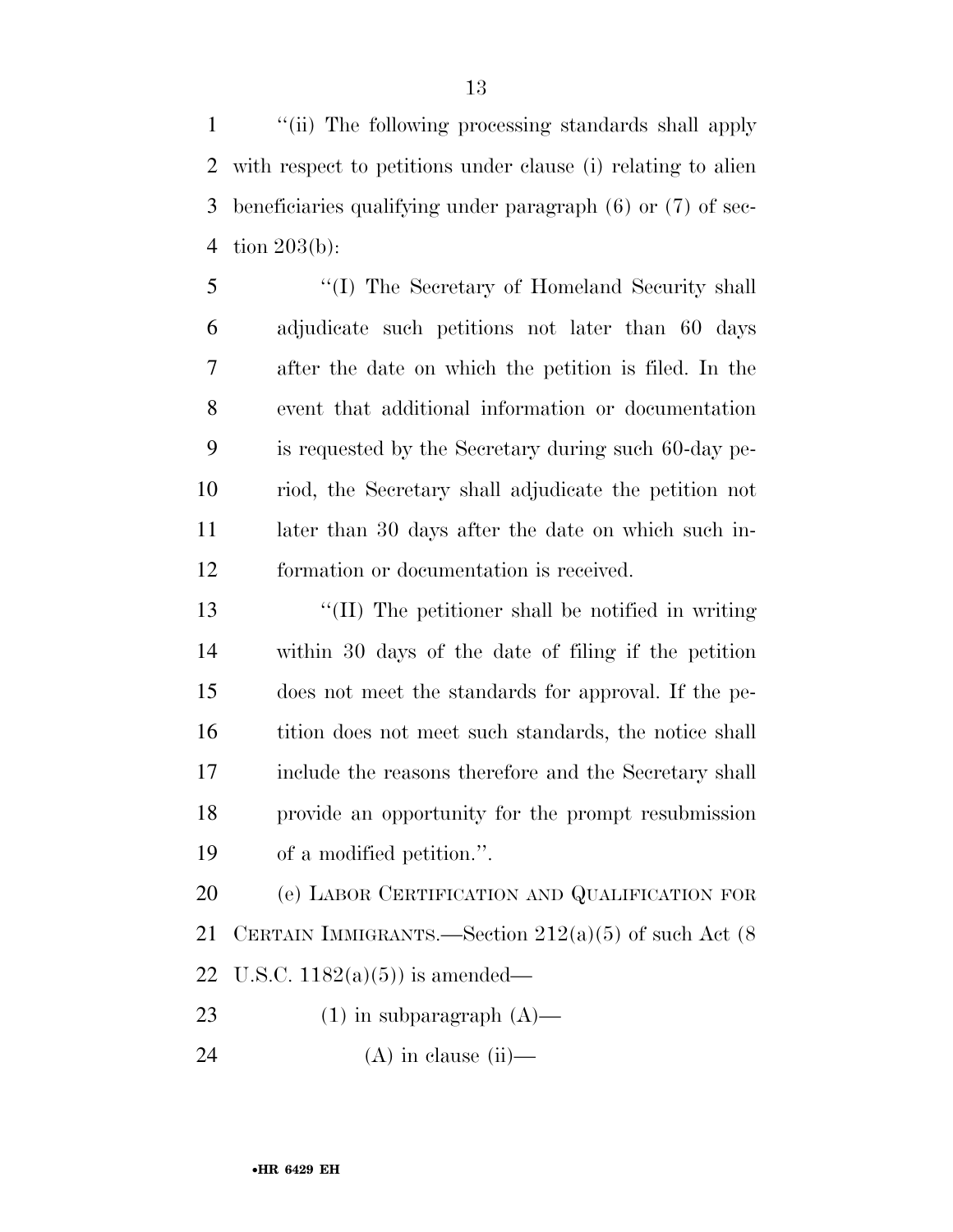"(ii) The following processing standards shall apply with respect to petitions under clause (i) relating to alien beneficiaries qualifying under paragraph (6) or (7) of section 203(b):

"(I) The Secretary of Homeland Security shall adjudicate such petitions not later than 60 days after the date on which the petition is filed. In the event that additional information or documentation is requested by the Secretary during such 60-day period, the Secretary shall adjudicate the petition not later than 30 days after the date on which such information or documentation is received.

"(II) The petitioner shall be notified in writing within 30 days of the date of filing if the petition does not meet the standards for approval. If the petition does not meet such standards, the notice shall include the reasons therefore and the Secretary shall provide an opportunity for the prompt resubmission of a modified petition.".

(e) LABOR CERTIFICATION AND QUALIFICATION FOR CERTAIN IMMIGRANTS.—Section 212(a)(5) of such Act (8 U.S.C. 1182(a)(5)) is amended—

(1) in subparagraph (A)—

(A) in clause (ii)—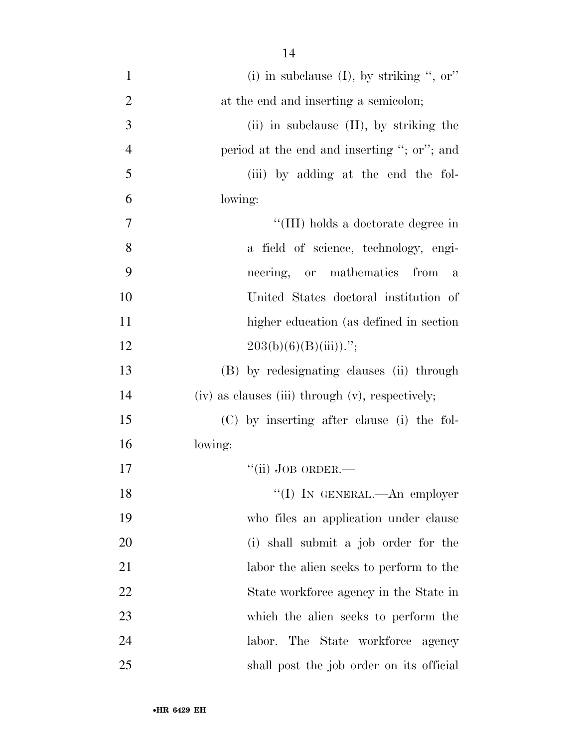(i) in subclause (I), by striking ", or" at the end and inserting a semicolon;

(ii) in subclause (II), by striking the period at the end and inserting "; or"; and

(iii) by adding at the end the following:

"(III) holds a doctorate degree in a field of science, technology, engineering, or mathematics from a United States doctoral institution of higher education (as defined in section 203(b)(6)(B)(iii)).";

(B) by redesignating clauses (ii) through (iv) as clauses (iii) through (v), respectively;

(C) by inserting after clause (i) the following:

"(ii) JOB ORDER.—

"(I) IN GENERAL.—An employer who files an application under clause (i) shall submit a job order for the labor the alien seeks to perform to the State workforce agency in the State in which the alien seeks to perform the labor. The State workforce agency shall post the job order on its official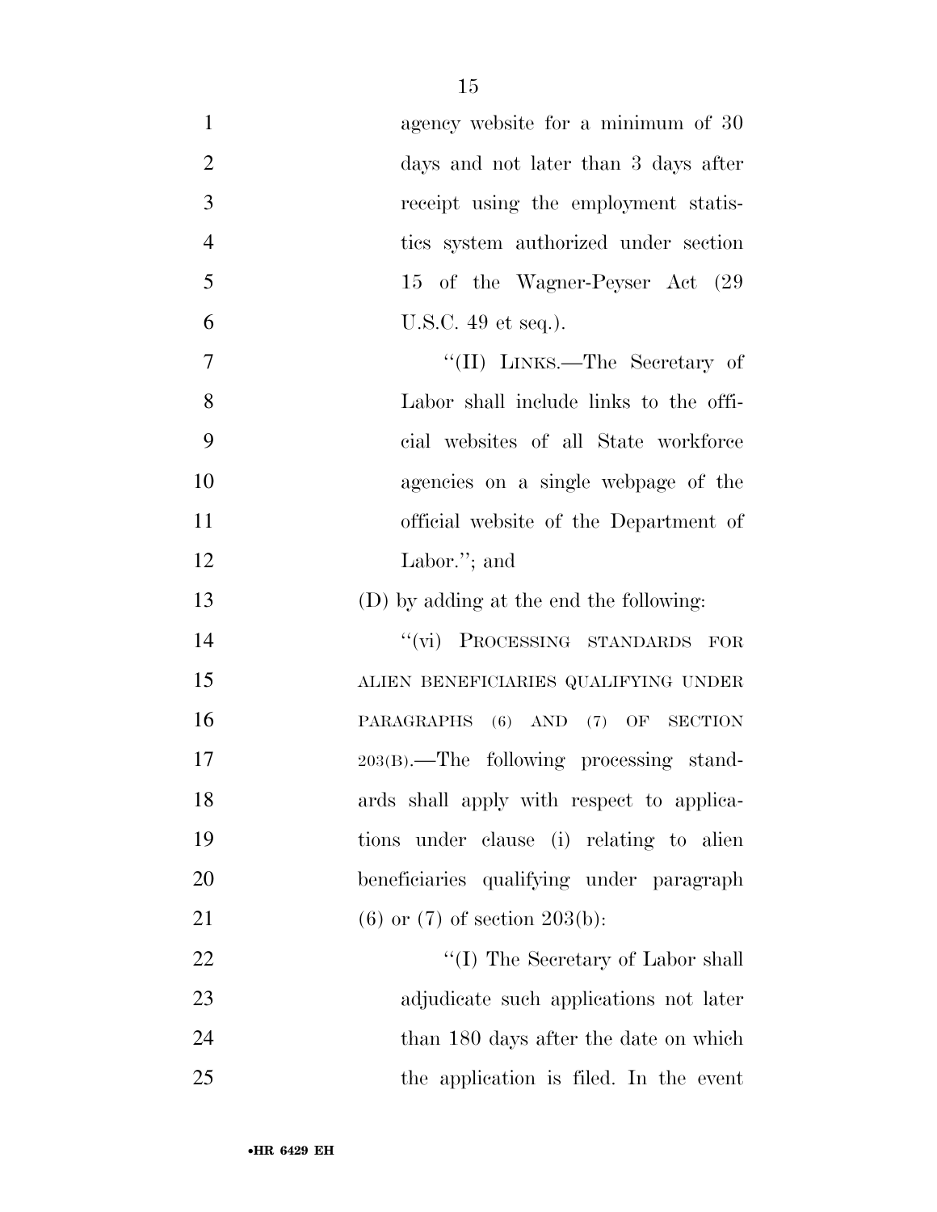agency website for a minimum of 30 days and not later than 3 days after receipt using the employment statistics system authorized under section 15 of the Wagner-Peyser Act (29 U.S.C. 49 et seq.).

"(II) LINKS.—The Secretary of Labor shall include links to the official websites of all State workforce agencies on a single webpage of the official website of the Department of Labor."; and

(D) by adding at the end the following:

"(vi) PROCESSING STANDARDS FOR ALIEN BENEFICIARIES QUALIFYING UNDER PARAGRAPHS (6) AND (7) OF SECTION 203(B).—The following processing standards shall apply with respect to applications under clause (i) relating to alien beneficiaries qualifying under paragraph (6) or (7) of section 203(b):

"(I) The Secretary of Labor shall adjudicate such applications not later than 180 days after the date on which the application is filed. In the event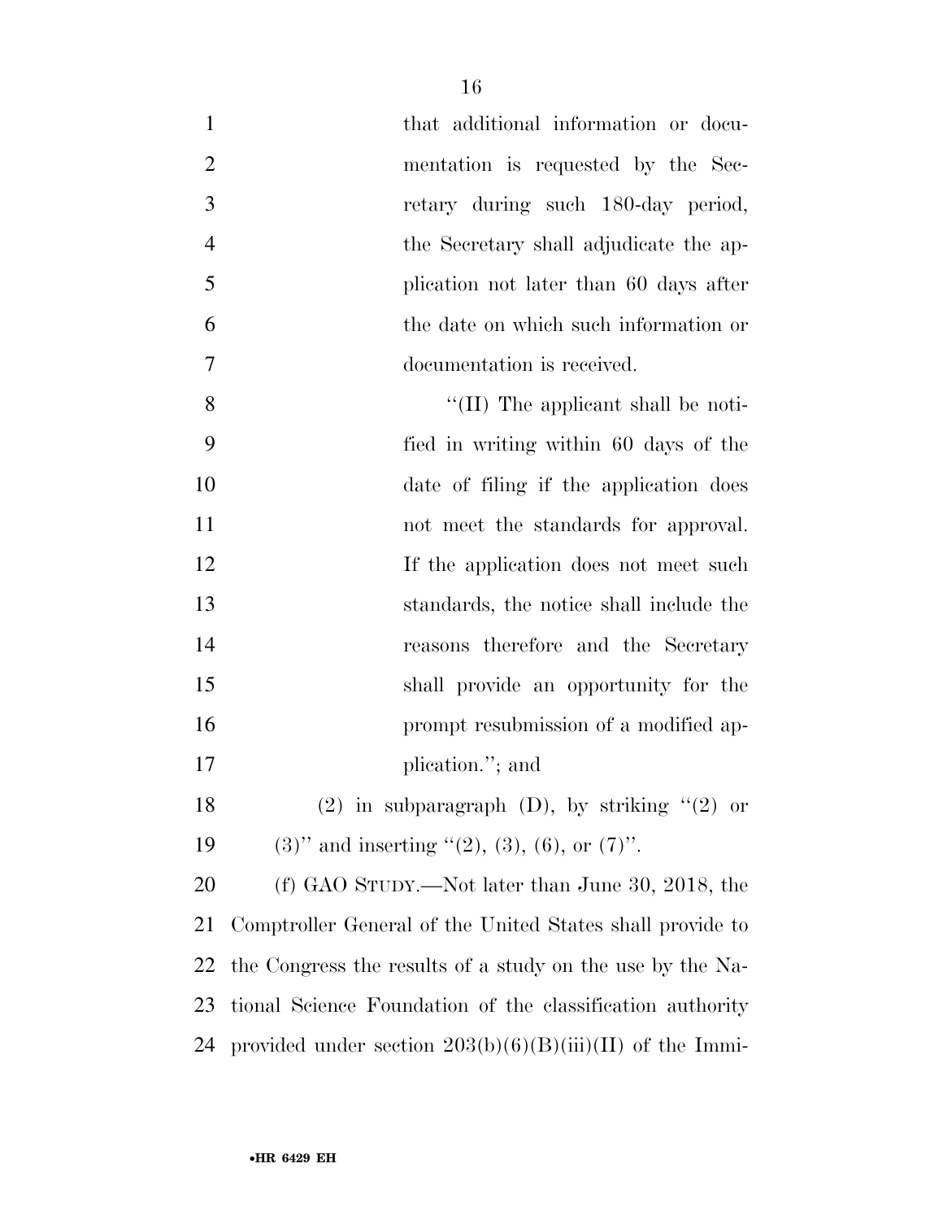that additional information or documentation is requested by the Secretary during such 180-day period, the Secretary shall adjudicate the application not later than 60 days after the date on which such information or documentation is received.

"(II) The applicant shall be notified in writing within 60 days of the date of filing if the application does not meet the standards for approval. If the application does not meet such standards, the notice shall include the reasons therefore and the Secretary shall provide an opportunity for the prompt resubmission of a modified application."; and

(2) in subparagraph (D), by striking "(2) or (3)" and inserting "(2), (3), (6), or (7)".

(f) GAO STUDY.—Not later than June 30, 2018, the Comptroller General of the United States shall provide to the Congress the results of a study on the use by the National Science Foundation of the classification authority provided under section 203(b)(6)(B)(iii)(II) of the Immi-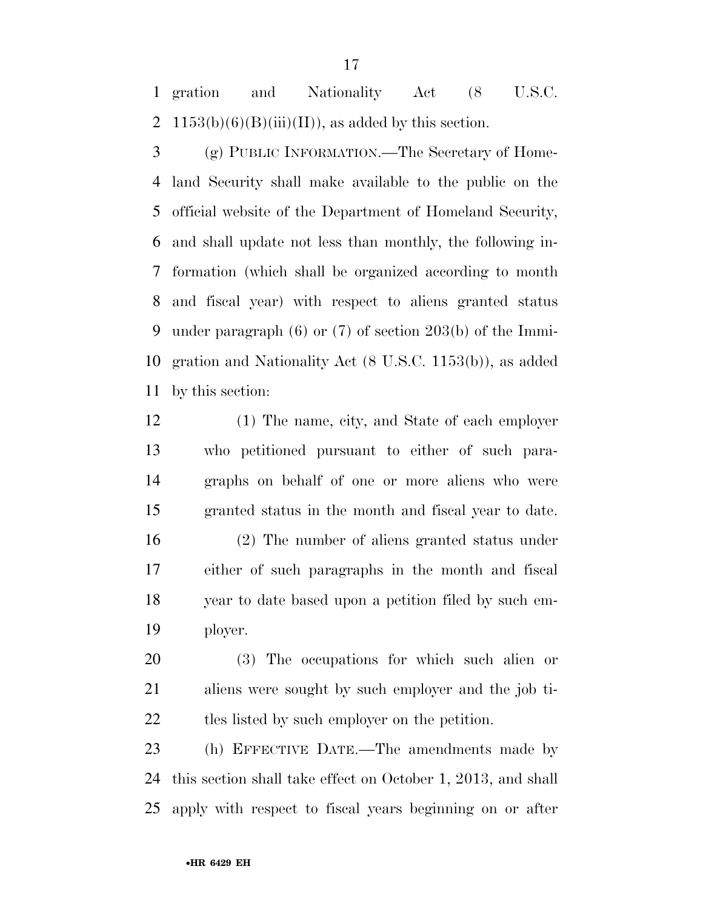gration and Nationality Act (8 U.S.C. 1153(b)(6)(B)(iii)(II)), as added by this section.

(g) PUBLIC INFORMATION.—The Secretary of Homeland Security shall make available to the public on the official website of the Department of Homeland Security, and shall update not less than monthly, the following information (which shall be organized according to month and fiscal year) with respect to aliens granted status under paragraph (6) or (7) of section 203(b) of the Immigration and Nationality Act (8 U.S.C. 1153(b)), as added by this section:

(1) The name, city, and State of each employer who petitioned pursuant to either of such paragraphs on behalf of one or more aliens who were granted status in the month and fiscal year to date.

(2) The number of aliens granted status under either of such paragraphs in the month and fiscal year to date based upon a petition filed by such employer.

(3) The occupations for which such alien or aliens were sought by such employer and the job titles listed by such employer on the petition.

(h) EFFECTIVE DATE.—The amendments made by this section shall take effect on October 1, 2013, and shall apply with respect to fiscal years beginning on or after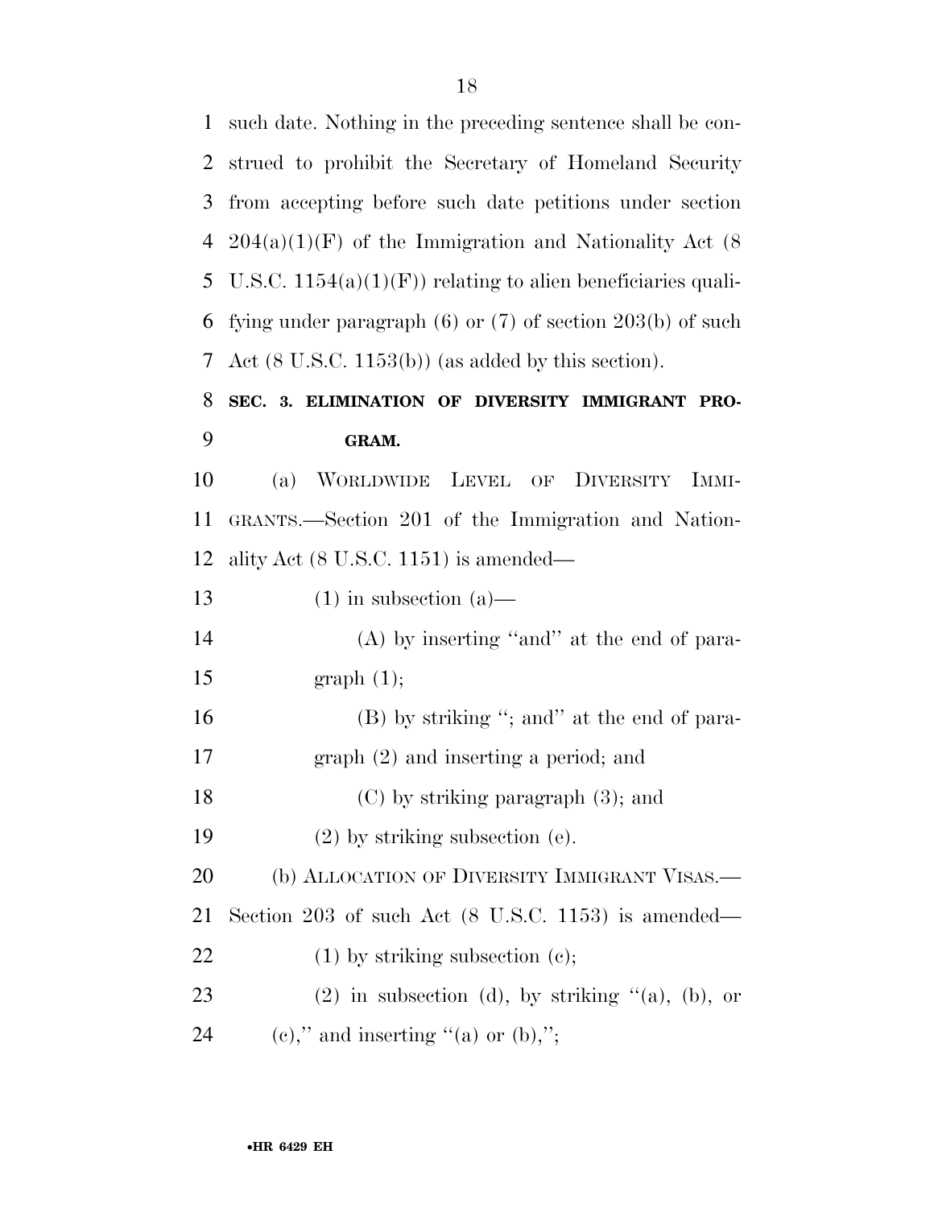such date. Nothing in the preceding sentence shall be construed to prohibit the Secretary of Homeland Security from accepting before such date petitions under section 204(a)(1)(F) of the Immigration and Nationality Act (8 U.S.C. 1154(a)(1)(F)) relating to alien beneficiaries qualifying under paragraph (6) or (7) of section 203(b) of such Act (8 U.S.C. 1153(b)) (as added by this section).

**SEC. 3. ELIMINATION OF DIVERSITY IMMIGRANT PROGRAM.**

(a) WORLDWIDE LEVEL OF DIVERSITY IMMIGRANTS.—Section 201 of the Immigration and Nationality Act (8 U.S.C. 1151) is amended—

(1) in subsection (a)—

(A) by inserting "and" at the end of paragraph (1);

(B) by striking "; and" at the end of paragraph (2) and inserting a period; and

(C) by striking paragraph (3); and

(2) by striking subsection (e).

(b) ALLOCATION OF DIVERSITY IMMIGRANT VISAS.—Section 203 of such Act (8 U.S.C. 1153) is amended—

(1) by striking subsection (c);

(2) in subsection (d), by striking "(a), (b), or (c)," and inserting "(a) or (b),";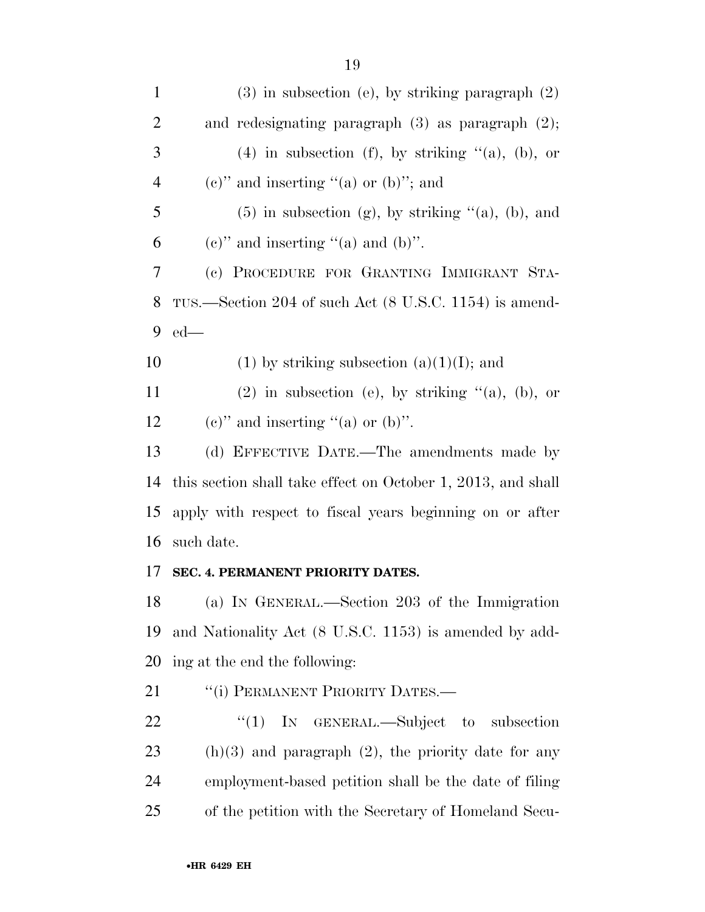(3) in subsection (e), by striking paragraph (2) and redesignating paragraph (3) as paragraph (2);

(4) in subsection (f), by striking "(a), (b), or (c)" and inserting "(a) or (b)"; and

(5) in subsection (g), by striking "(a), (b), and (c)" and inserting "(a) and (b)".

(c) PROCEDURE FOR GRANTING IMMIGRANT STATUS.—Section 204 of such Act (8 U.S.C. 1154) is amended—

(1) by striking subsection (a)(1)(I); and

(2) in subsection (e), by striking "(a), (b), or (c)" and inserting "(a) or (b)".

(d) EFFECTIVE DATE.—The amendments made by this section shall take effect on October 1, 2013, and shall apply with respect to fiscal years beginning on or after such date.

**SEC. 4. PERMANENT PRIORITY DATES.**

(a) IN GENERAL.—Section 203 of the Immigration and Nationality Act (8 U.S.C. 1153) is amended by adding at the end the following:

"(i) PERMANENT PRIORITY DATES.—

"(1) IN GENERAL.—Subject to subsection (h)(3) and paragraph (2), the priority date for any employment-based petition shall be the date of filing of the petition with the Secretary of Homeland Secu-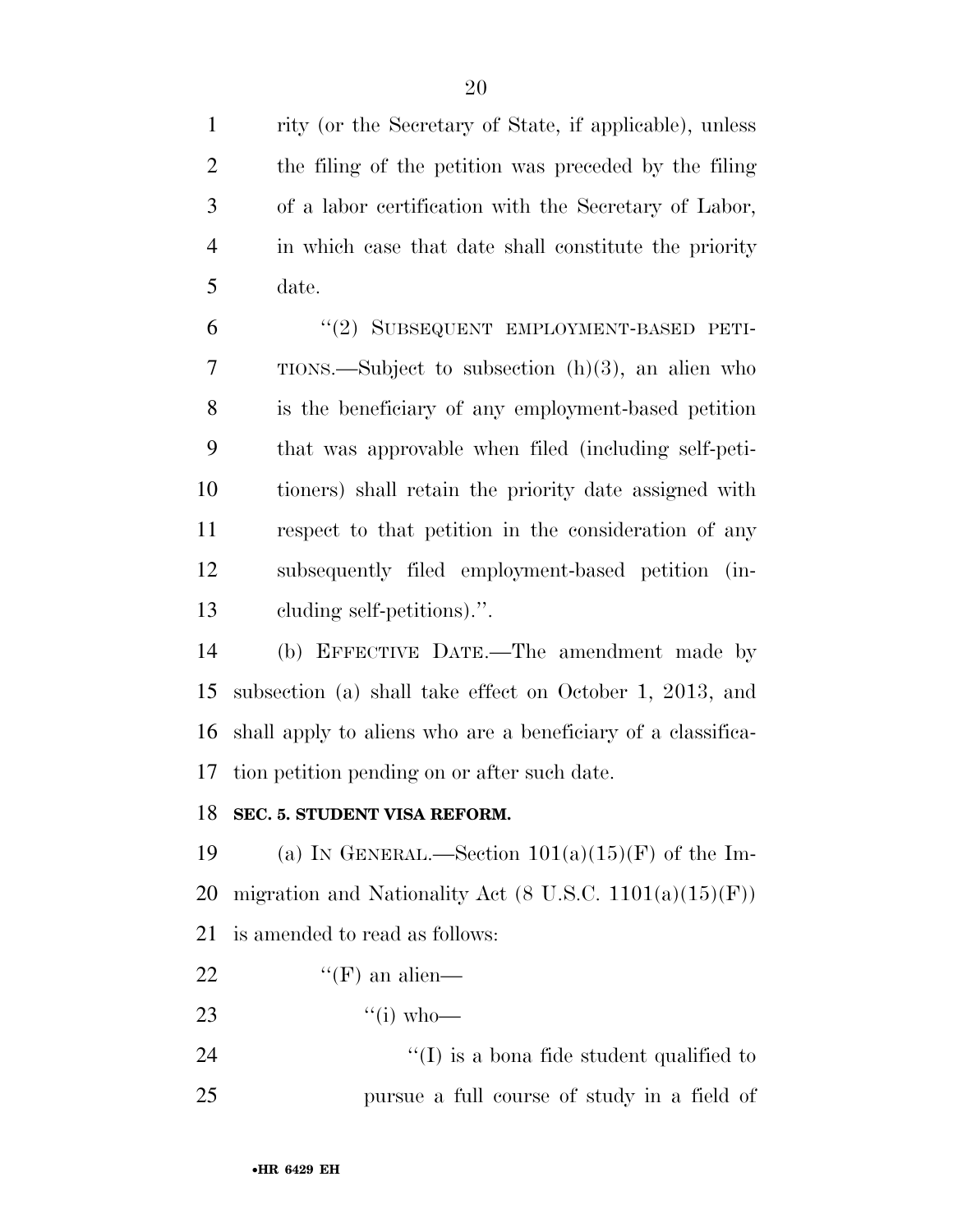rity (or the Secretary of State, if applicable), unless the filing of the petition was preceded by the filing of a labor certification with the Secretary of Labor, in which case that date shall constitute the priority date.

"(2) SUBSEQUENT EMPLOYMENT-BASED PETITIONS.—Subject to subsection (h)(3), an alien who is the beneficiary of any employment-based petition that was approvable when filed (including self-petitioners) shall retain the priority date assigned with respect to that petition in the consideration of any subsequently filed employment-based petition (including self-petitions).".

(b) EFFECTIVE DATE.—The amendment made by subsection (a) shall take effect on October 1, 2013, and shall apply to aliens who are a beneficiary of a classification petition pending on or after such date.

**SEC. 5. STUDENT VISA REFORM.**

(a) IN GENERAL.—Section 101(a)(15)(F) of the Immigration and Nationality Act (8 U.S.C. 1101(a)(15)(F)) is amended to read as follows:

"(F) an alien—

"(i) who—

"(I) is a bona fide student qualified to pursue a full course of study in a field of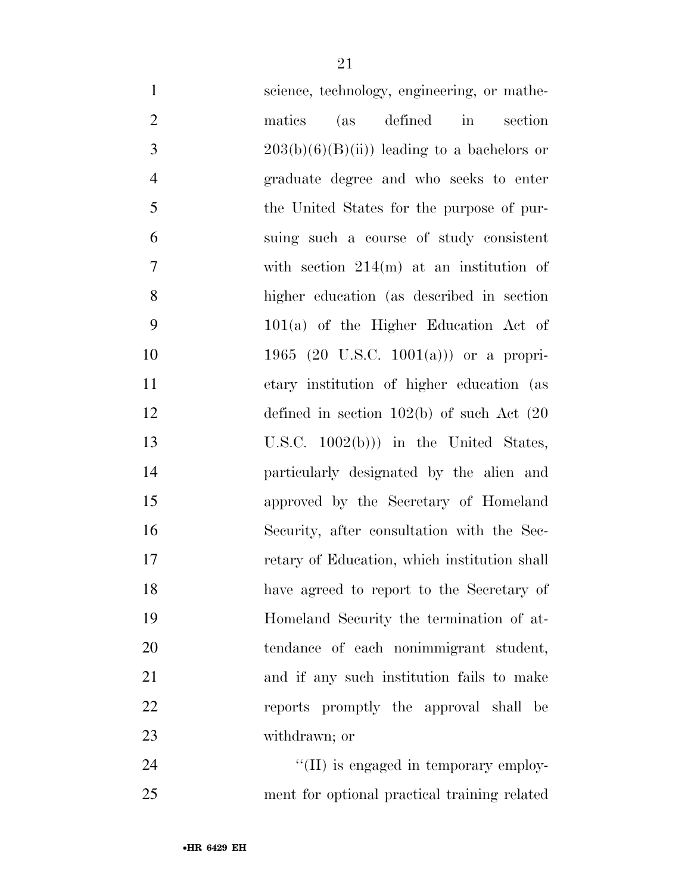science, technology, engineering, or mathematics (as defined in section 203(b)(6)(B)(ii)) leading to a bachelors or graduate degree and who seeks to enter the United States for the purpose of pursuing such a course of study consistent with section 214(m) at an institution of higher education (as described in section 101(a) of the Higher Education Act of 1965 (20 U.S.C. 1001(a))) or a proprietary institution of higher education (as defined in section 102(b) of such Act (20 U.S.C. 1002(b))) in the United States, particularly designated by the alien and approved by the Secretary of Homeland Security, after consultation with the Secretary of Education, which institution shall have agreed to report to the Secretary of Homeland Security the termination of attendance of each nonimmigrant student, and if any such institution fails to make reports promptly the approval shall be withdrawn; or

''(II) is engaged in temporary employment for optional practical training related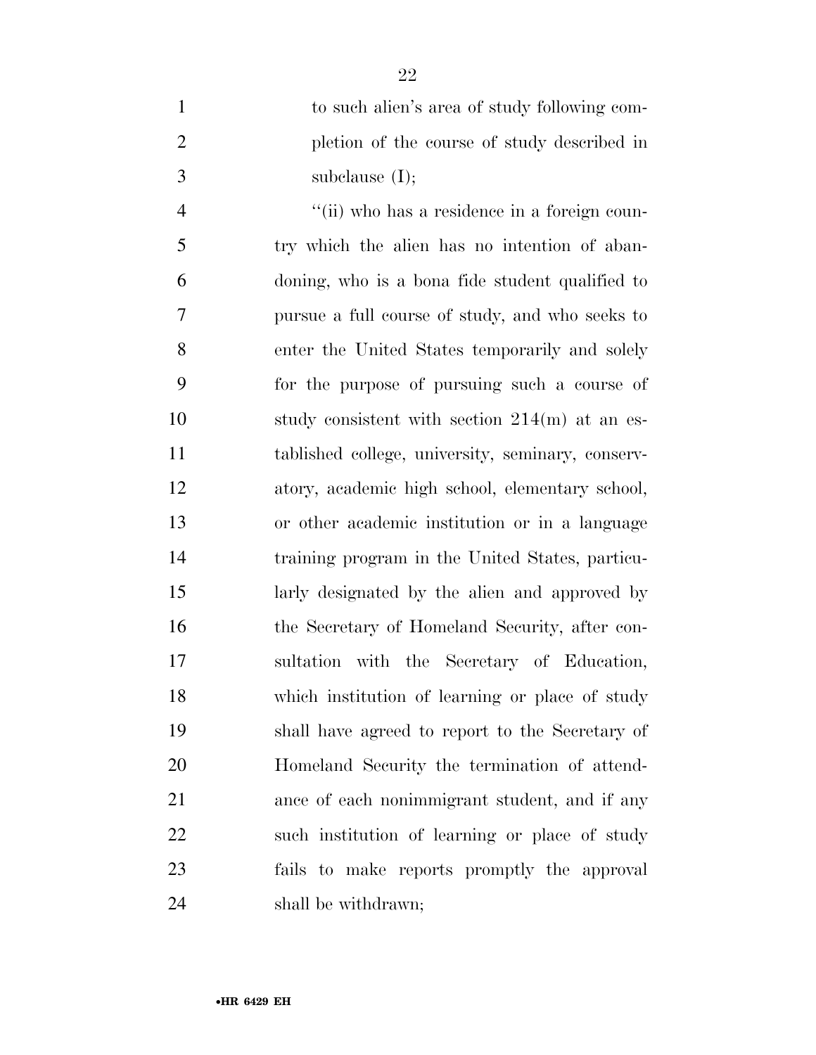to such alien's area of study following completion of the course of study described in subclause (I);

"(ii) who has a residence in a foreign country which the alien has no intention of abandoning, who is a bona fide student qualified to pursue a full course of study, and who seeks to enter the United States temporarily and solely for the purpose of pursuing such a course of study consistent with section 214(m) at an established college, university, seminary, conservatory, academic high school, elementary school, or other academic institution or in a language training program in the United States, particularly designated by the alien and approved by the Secretary of Homeland Security, after consultation with the Secretary of Education, which institution of learning or place of study shall have agreed to report to the Secretary of Homeland Security the termination of attendance of each nonimmigrant student, and if any such institution of learning or place of study fails to make reports promptly the approval shall be withdrawn;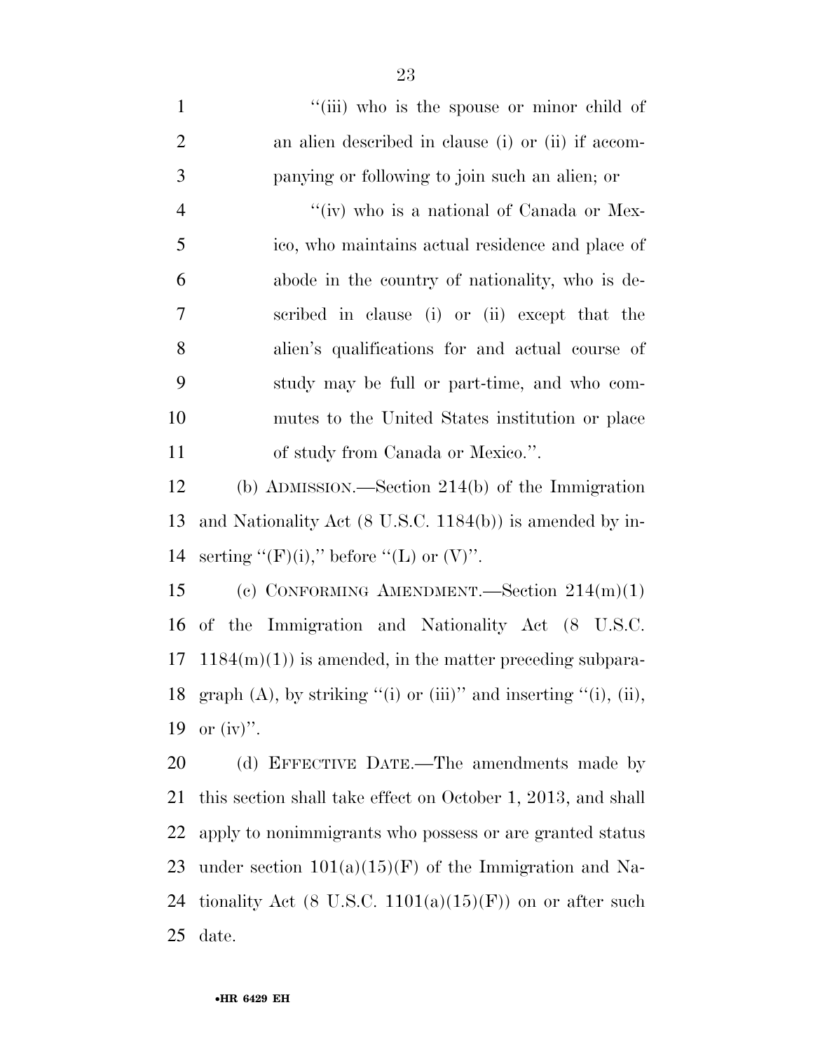"(iii) who is the spouse or minor child of an alien described in clause (i) or (ii) if accompanying or following to join such an alien; or

"(iv) who is a national of Canada or Mexico, who maintains actual residence and place of abode in the country of nationality, who is described in clause (i) or (ii) except that the alien's qualifications for and actual course of study may be full or part-time, and who commutes to the United States institution or place of study from Canada or Mexico.".

(b) ADMISSION.—Section 214(b) of the Immigration and Nationality Act (8 U.S.C. 1184(b)) is amended by inserting "(F)(i)," before "(L) or (V)".

(c) CONFORMING AMENDMENT.—Section 214(m)(1) of the Immigration and Nationality Act (8 U.S.C. 1184(m)(1)) is amended, in the matter preceding subparagraph (A), by striking "(i) or (iii)" and inserting "(i), (ii), or (iv)".

(d) EFFECTIVE DATE.—The amendments made by this section shall take effect on October 1, 2013, and shall apply to nonimmigrants who possess or are granted status under section 101(a)(15)(F) of the Immigration and Nationality Act (8 U.S.C. 1101(a)(15)(F)) on or after such date.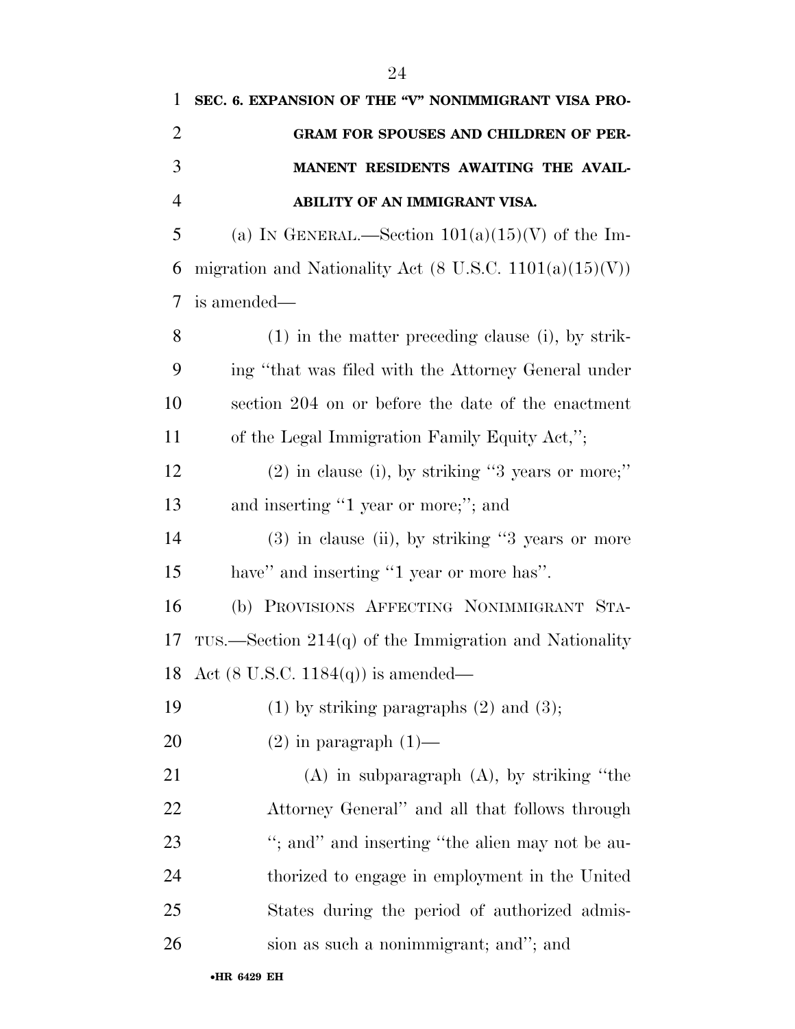**SEC. 6. EXPANSION OF THE "V" NONIMMIGRANT VISA PROGRAM FOR SPOUSES AND CHILDREN OF PERMANENT RESIDENTS AWAITING THE AVAILABILITY OF AN IMMIGRANT VISA.**

(a) IN GENERAL.—Section 101(a)(15)(V) of the Immigration and Nationality Act (8 U.S.C. 1101(a)(15)(V)) is amended—

(1) in the matter preceding clause (i), by striking "that was filed with the Attorney General under section 204 on or before the date of the enactment of the Legal Immigration Family Equity Act,";

(2) in clause (i), by striking "3 years or more;" and inserting "1 year or more;"; and

(3) in clause (ii), by striking "3 years or more have" and inserting "1 year or more has".

(b) PROVISIONS AFFECTING NONIMMIGRANT STATUS.—Section 214(q) of the Immigration and Nationality Act (8 U.S.C. 1184(q)) is amended—

(1) by striking paragraphs (2) and (3);

(2) in paragraph (1)—

(A) in subparagraph (A), by striking "the Attorney General" and all that follows through "; and" and inserting "the alien may not be authorized to engage in employment in the United States during the period of authorized admission as such a nonimmigrant; and"; and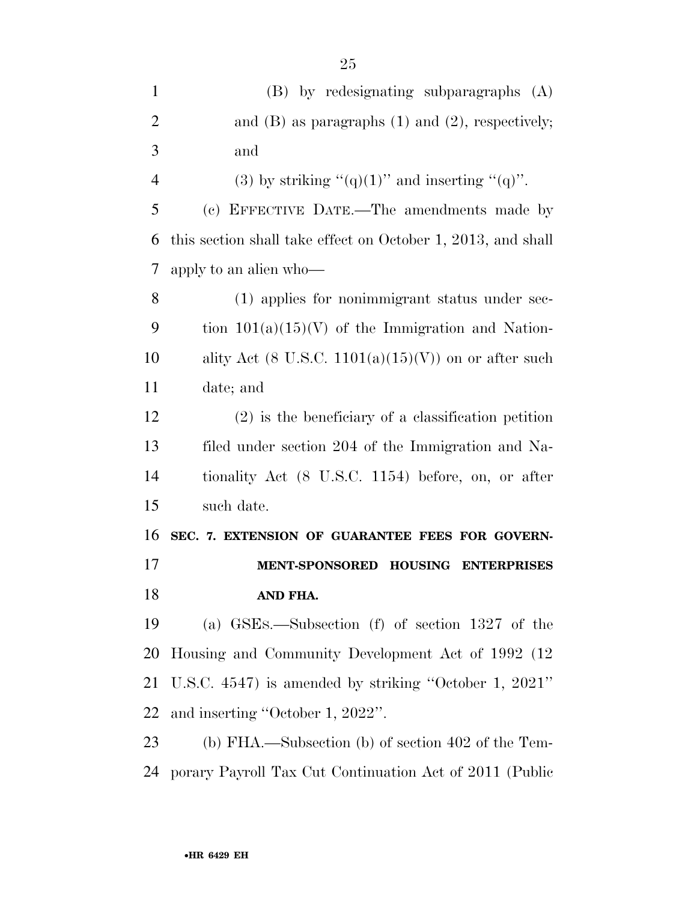(B) by redesignating subparagraphs (A) and (B) as paragraphs (1) and (2), respectively; and

(3) by striking "(q)(1)" and inserting "(q)".

(c) EFFECTIVE DATE.—The amendments made by this section shall take effect on October 1, 2013, and shall apply to an alien who—

(1) applies for nonimmigrant status under section 101(a)(15)(V) of the Immigration and Nationality Act (8 U.S.C. 1101(a)(15)(V)) on or after such date; and

(2) is the beneficiary of a classification petition filed under section 204 of the Immigration and Nationality Act (8 U.S.C. 1154) before, on, or after such date.

**SEC. 7. EXTENSION OF GUARANTEE FEES FOR GOVERNMENT-SPONSORED HOUSING ENTERPRISES AND FHA.**

(a) GSEs.—Subsection (f) of section 1327 of the Housing and Community Development Act of 1992 (12 U.S.C. 4547) is amended by striking "October 1, 2021" and inserting "October 1, 2022".

(b) FHA.—Subsection (b) of section 402 of the Temporary Payroll Tax Cut Continuation Act of 2011 (Public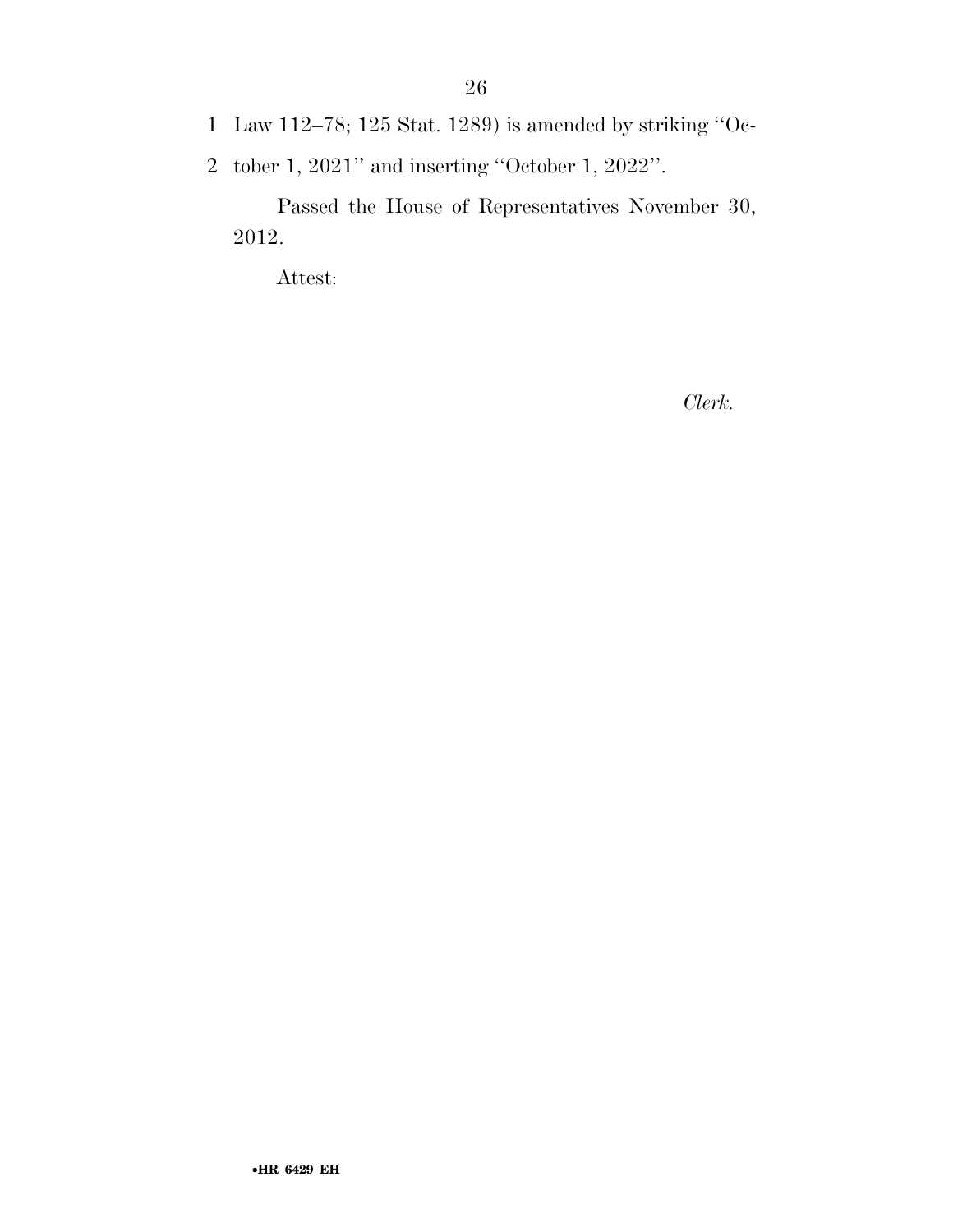Law 112–78; 125 Stat. 1289) is amended by striking "October 1, 2021" and inserting "October 1, 2022".

Passed the House of Representatives November 30, 2012.

Attest:

*Clerk.*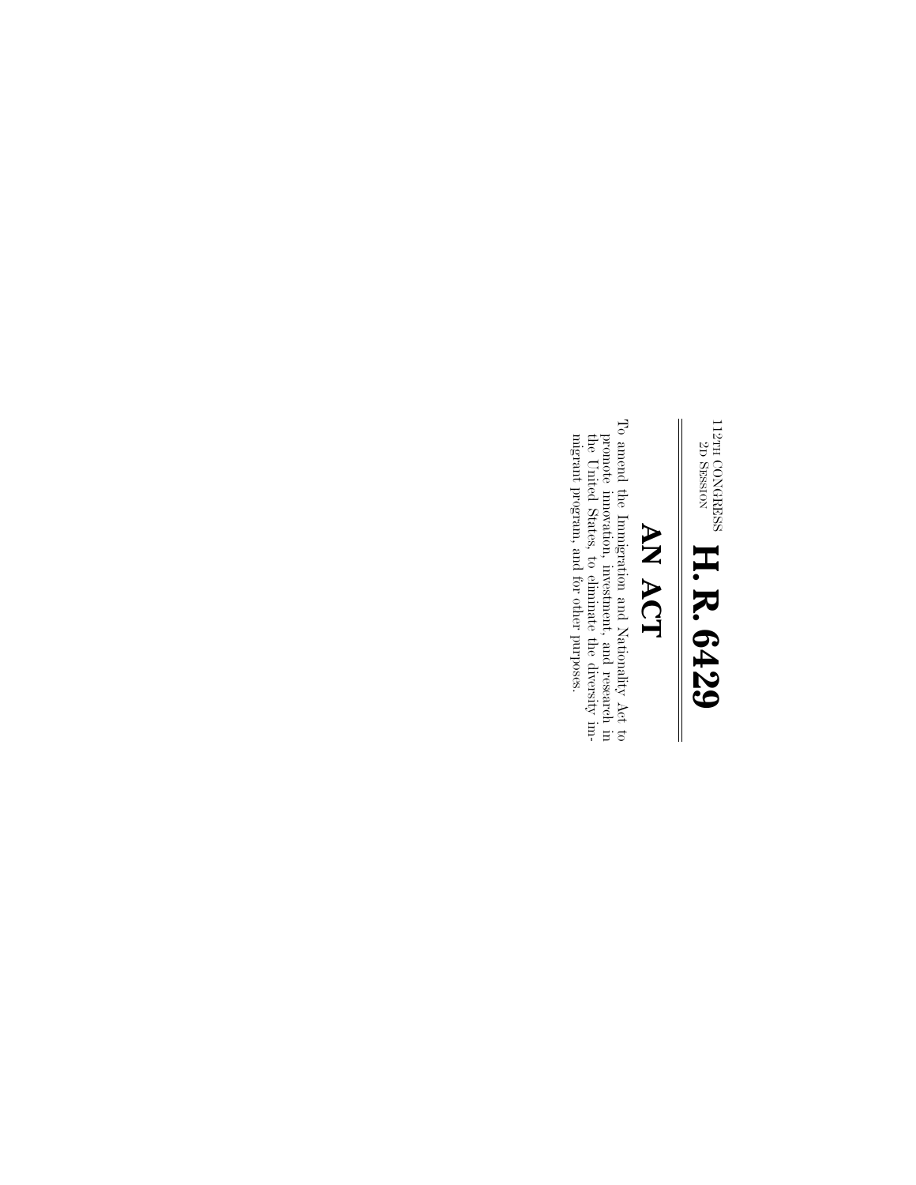112TH CONGRESS
2D SESSION

# H. R. 6429

## AN ACT

To amend the Immigration and Nationality Act to promote innovation, investment, and research in the United States, to eliminate the diversity immigrant program, and for other purposes.